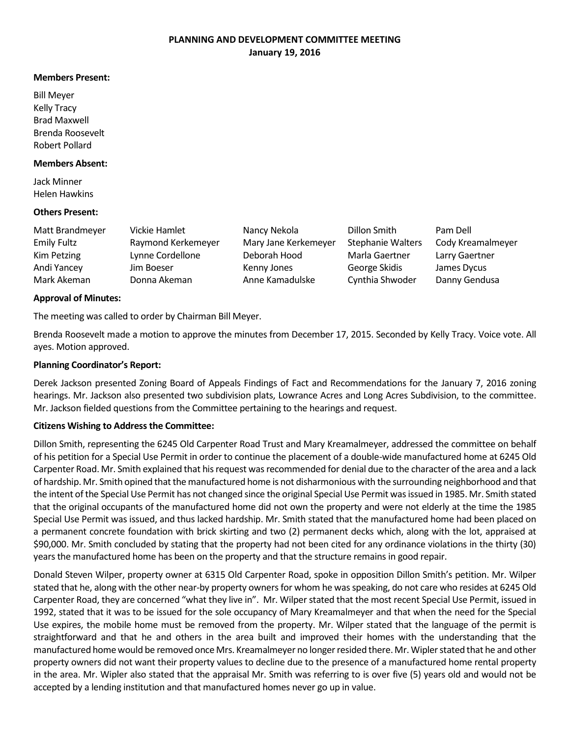# PLANNING AND DEVELOPMENT COMMITTEE MEETING

**January 19, 2016**

**Members Present:**

Bill Meyer
Kelly Tracy
Brad Maxwell
Brenda Roosevelt
Robert Pollard

**Members Absent:**

Jack Minner
Helen Hawkins

**Others Present:**

| | | | | |
|---|---|---|---|---|
| Matt Brandmeyer | Vickie Hamlet | Nancy Nekola | Dillon Smith | Pam Dell |
| Emily Fultz | Raymond Kerkemeyer | Mary Jane Kerkemeyer | Stephanie Walters | Cody Kreamalmeyer |
| Kim Petzing | Lynne Cordellone | Deborah Hood | Marla Gaertner | Larry Gaertner |
| Andi Yancey | Jim Boeser | Kenny Jones | George Skidis | James Dycus |
| Mark Akeman | Donna Akeman | Anne Kamadulske | Cynthia Shwoder | Danny Gendusa |

**Approval of Minutes:**

The meeting was called to order by Chairman Bill Meyer.

Brenda Roosevelt made a motion to approve the minutes from December 17, 2015. Seconded by Kelly Tracy. Voice vote. All ayes. Motion approved.

**Planning Coordinator's Report:**

Derek Jackson presented Zoning Board of Appeals Findings of Fact and Recommendations for the January 7, 2016 zoning hearings. Mr. Jackson also presented two subdivision plats, Lowrance Acres and Long Acres Subdivision, to the committee. Mr. Jackson fielded questions from the Committee pertaining to the hearings and request.

**Citizens Wishing to Address the Committee:**

Dillon Smith, representing the 6245 Old Carpenter Road Trust and Mary Kreamalmeyer, addressed the committee on behalf of his petition for a Special Use Permit in order to continue the placement of a double-wide manufactured home at 6245 Old Carpenter Road. Mr. Smith explained that his request was recommended for denial due to the character of the area and a lack of hardship. Mr. Smith opined that the manufactured home is not disharmonious with the surrounding neighborhood and that the intent of the Special Use Permit has not changed since the original Special Use Permit was issued in 1985. Mr. Smith stated that the original occupants of the manufactured home did not own the property and were not elderly at the time the 1985 Special Use Permit was issued, and thus lacked hardship. Mr. Smith stated that the manufactured home had been placed on a permanent concrete foundation with brick skirting and two (2) permanent decks which, along with the lot, appraised at $90,000. Mr. Smith concluded by stating that the property had not been cited for any ordinance violations in the thirty (30) years the manufactured home has been on the property and that the structure remains in good repair.

Donald Steven Wilper, property owner at 6315 Old Carpenter Road, spoke in opposition Dillon Smith's petition. Mr. Wilper stated that he, along with the other near-by property owners for whom he was speaking, do not care who resides at 6245 Old Carpenter Road, they are concerned "what they live in". Mr. Wilper stated that the most recent Special Use Permit, issued in 1992, stated that it was to be issued for the sole occupancy of Mary Kreamalmeyer and that when the need for the Special Use expires, the mobile home must be removed from the property. Mr. Wilper stated that the language of the permit is straightforward and that he and others in the area built and improved their homes with the understanding that the manufactured home would be removed once Mrs. Kreamalmeyer no longer resided there. Mr. Wipler stated that he and other property owners did not want their property values to decline due to the presence of a manufactured home rental property in the area. Mr. Wipler also stated that the appraisal Mr. Smith was referring to is over five (5) years old and would not be accepted by a lending institution and that manufactured homes never go up in value.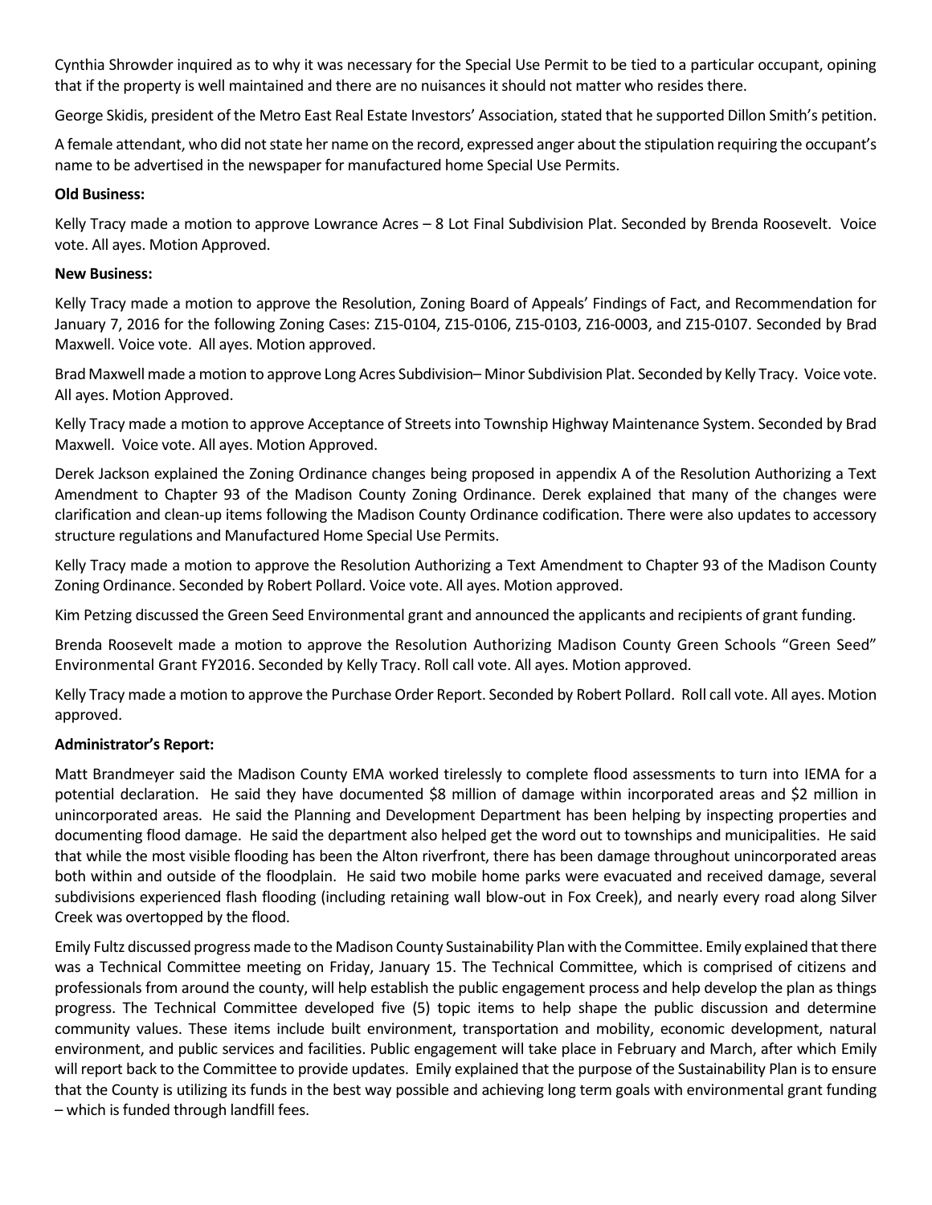Cynthia Shrowder inquired as to why it was necessary for the Special Use Permit to be tied to a particular occupant, opining that if the property is well maintained and there are no nuisances it should not matter who resides there.

George Skidis, president of the Metro East Real Estate Investors' Association, stated that he supported Dillon Smith's petition.

A female attendant, who did not state her name on the record, expressed anger about the stipulation requiring the occupant's name to be advertised in the newspaper for manufactured home Special Use Permits.

**Old Business:**

Kelly Tracy made a motion to approve Lowrance Acres – 8 Lot Final Subdivision Plat. Seconded by Brenda Roosevelt. Voice vote. All ayes. Motion Approved.

**New Business:**

Kelly Tracy made a motion to approve the Resolution, Zoning Board of Appeals' Findings of Fact, and Recommendation for January 7, 2016 for the following Zoning Cases: Z15-0104, Z15-0106, Z15-0103, Z16-0003, and Z15-0107. Seconded by Brad Maxwell. Voice vote. All ayes. Motion approved.

Brad Maxwell made a motion to approve Long Acres Subdivision– Minor Subdivision Plat. Seconded by Kelly Tracy. Voice vote. All ayes. Motion Approved.

Kelly Tracy made a motion to approve Acceptance of Streets into Township Highway Maintenance System. Seconded by Brad Maxwell. Voice vote. All ayes. Motion Approved.

Derek Jackson explained the Zoning Ordinance changes being proposed in appendix A of the Resolution Authorizing a Text Amendment to Chapter 93 of the Madison County Zoning Ordinance. Derek explained that many of the changes were clarification and clean-up items following the Madison County Ordinance codification. There were also updates to accessory structure regulations and Manufactured Home Special Use Permits.

Kelly Tracy made a motion to approve the Resolution Authorizing a Text Amendment to Chapter 93 of the Madison County Zoning Ordinance. Seconded by Robert Pollard. Voice vote. All ayes. Motion approved.

Kim Petzing discussed the Green Seed Environmental grant and announced the applicants and recipients of grant funding.

Brenda Roosevelt made a motion to approve the Resolution Authorizing Madison County Green Schools "Green Seed" Environmental Grant FY2016. Seconded by Kelly Tracy. Roll call vote. All ayes. Motion approved.

Kelly Tracy made a motion to approve the Purchase Order Report. Seconded by Robert Pollard. Roll call vote. All ayes. Motion approved.

**Administrator's Report:**

Matt Brandmeyer said the Madison County EMA worked tirelessly to complete flood assessments to turn into IEMA for a potential declaration. He said they have documented $8 million of damage within incorporated areas and $2 million in unincorporated areas. He said the Planning and Development Department has been helping by inspecting properties and documenting flood damage. He said the department also helped get the word out to townships and municipalities. He said that while the most visible flooding has been the Alton riverfront, there has been damage throughout unincorporated areas both within and outside of the floodplain. He said two mobile home parks were evacuated and received damage, several subdivisions experienced flash flooding (including retaining wall blow-out in Fox Creek), and nearly every road along Silver Creek was overtopped by the flood.

Emily Fultz discussed progress made to the Madison County Sustainability Plan with the Committee. Emily explained that there was a Technical Committee meeting on Friday, January 15. The Technical Committee, which is comprised of citizens and professionals from around the county, will help establish the public engagement process and help develop the plan as things progress. The Technical Committee developed five (5) topic items to help shape the public discussion and determine community values. These items include built environment, transportation and mobility, economic development, natural environment, and public services and facilities. Public engagement will take place in February and March, after which Emily will report back to the Committee to provide updates. Emily explained that the purpose of the Sustainability Plan is to ensure that the County is utilizing its funds in the best way possible and achieving long term goals with environmental grant funding – which is funded through landfill fees.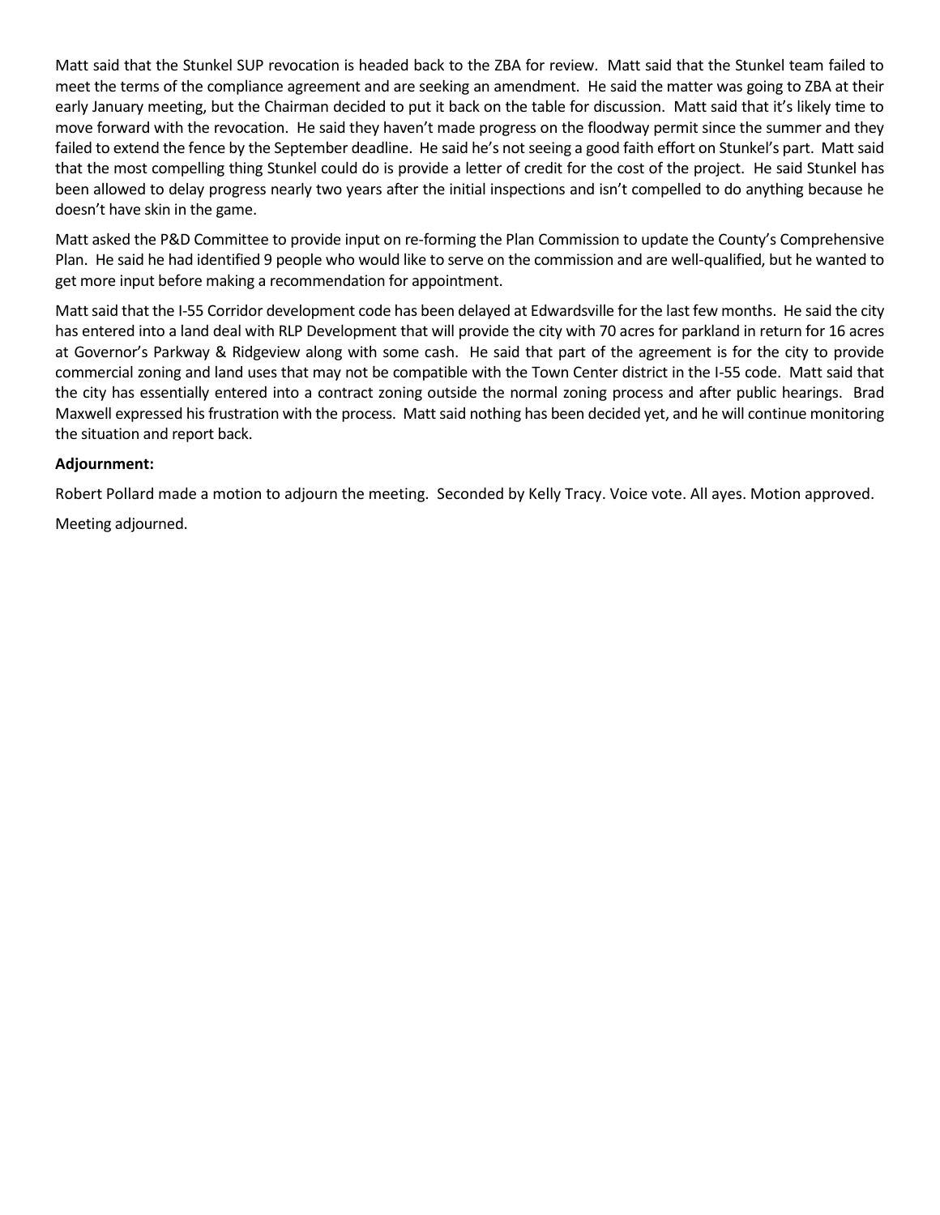Matt said that the Stunkel SUP revocation is headed back to the ZBA for review. Matt said that the Stunkel team failed to meet the terms of the compliance agreement and are seeking an amendment. He said the matter was going to ZBA at their early January meeting, but the Chairman decided to put it back on the table for discussion. Matt said that it's likely time to move forward with the revocation. He said they haven't made progress on the floodway permit since the summer and they failed to extend the fence by the September deadline. He said he's not seeing a good faith effort on Stunkel's part. Matt said that the most compelling thing Stunkel could do is provide a letter of credit for the cost of the project. He said Stunkel has been allowed to delay progress nearly two years after the initial inspections and isn't compelled to do anything because he doesn't have skin in the game.

Matt asked the P&D Committee to provide input on re-forming the Plan Commission to update the County's Comprehensive Plan. He said he had identified 9 people who would like to serve on the commission and are well-qualified, but he wanted to get more input before making a recommendation for appointment.

Matt said that the I-55 Corridor development code has been delayed at Edwardsville for the last few months. He said the city has entered into a land deal with RLP Development that will provide the city with 70 acres for parkland in return for 16 acres at Governor's Parkway & Ridgeview along with some cash. He said that part of the agreement is for the city to provide commercial zoning and land uses that may not be compatible with the Town Center district in the I-55 code. Matt said that the city has essentially entered into a contract zoning outside the normal zoning process and after public hearings. Brad Maxwell expressed his frustration with the process. Matt said nothing has been decided yet, and he will continue monitoring the situation and report back.

**Adjournment:**

Robert Pollard made a motion to adjourn the meeting. Seconded by Kelly Tracy. Voice vote. All ayes. Motion approved.

Meeting adjourned.